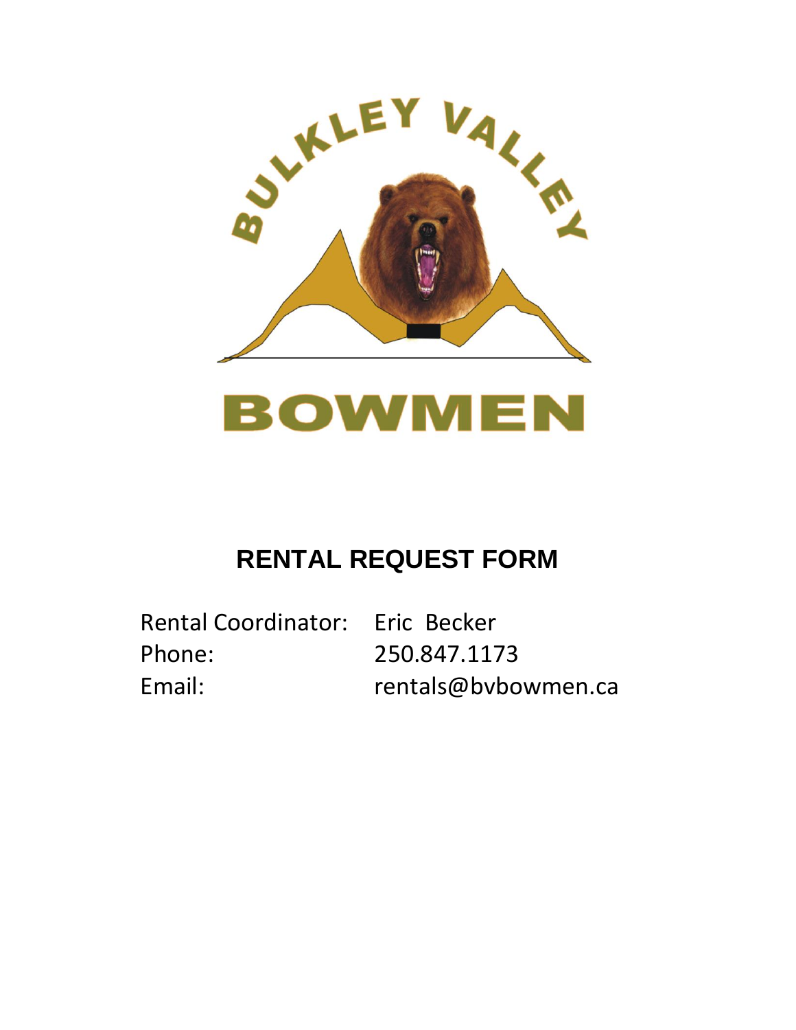BULKLEY VALLEY

BOWMEN

# RENTAL REQUEST FORM

| | |
|---|---|
| Rental Coordinator: | Eric Becker |
| Phone: | 250.847.1173 |
| Email: | rentals@bvbowmen.ca |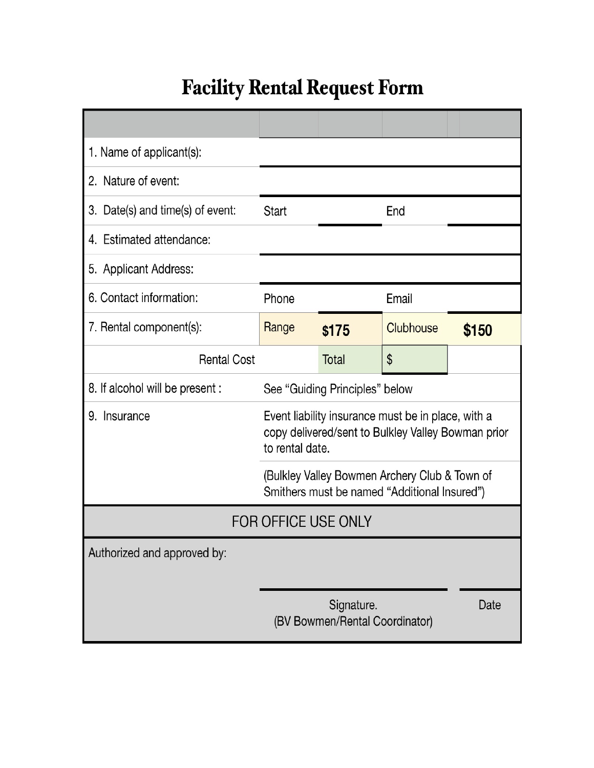# Facility Rental Request Form

| | | | | |
|---|---|---|---|---|
| 1. Name of applicant(s): | | | | |
| 2. Nature of event: | | | | |
| 3. Date(s) and time(s) of event: | Start | | End | |
| 4. Estimated attendance: | | | | |
| 5. Applicant Address: | | | | |
| 6. Contact information: | Phone | | Email | |
| 7. Rental component(s): | Range | **$175** | Clubhouse | **$150** |
| Rental Cost | | Total | $ | |
| 8. If alcohol will be present : | See "Guiding Principles" below | | | |
| 9. Insurance | Event liability insurance must be in place, with a copy delivered/sent to Bulkley Valley Bowman prior to rental date. | | | |
| | (Bulkley Valley Bowmen Archery Club & Town of Smithers must be named "Additional Insured") | | | |

| FOR OFFICE USE ONLY | | |
|---|---|---|
| Authorized and approved by: | | |
| | Signature. (BV Bowmen/Rental Coordinator) | Date |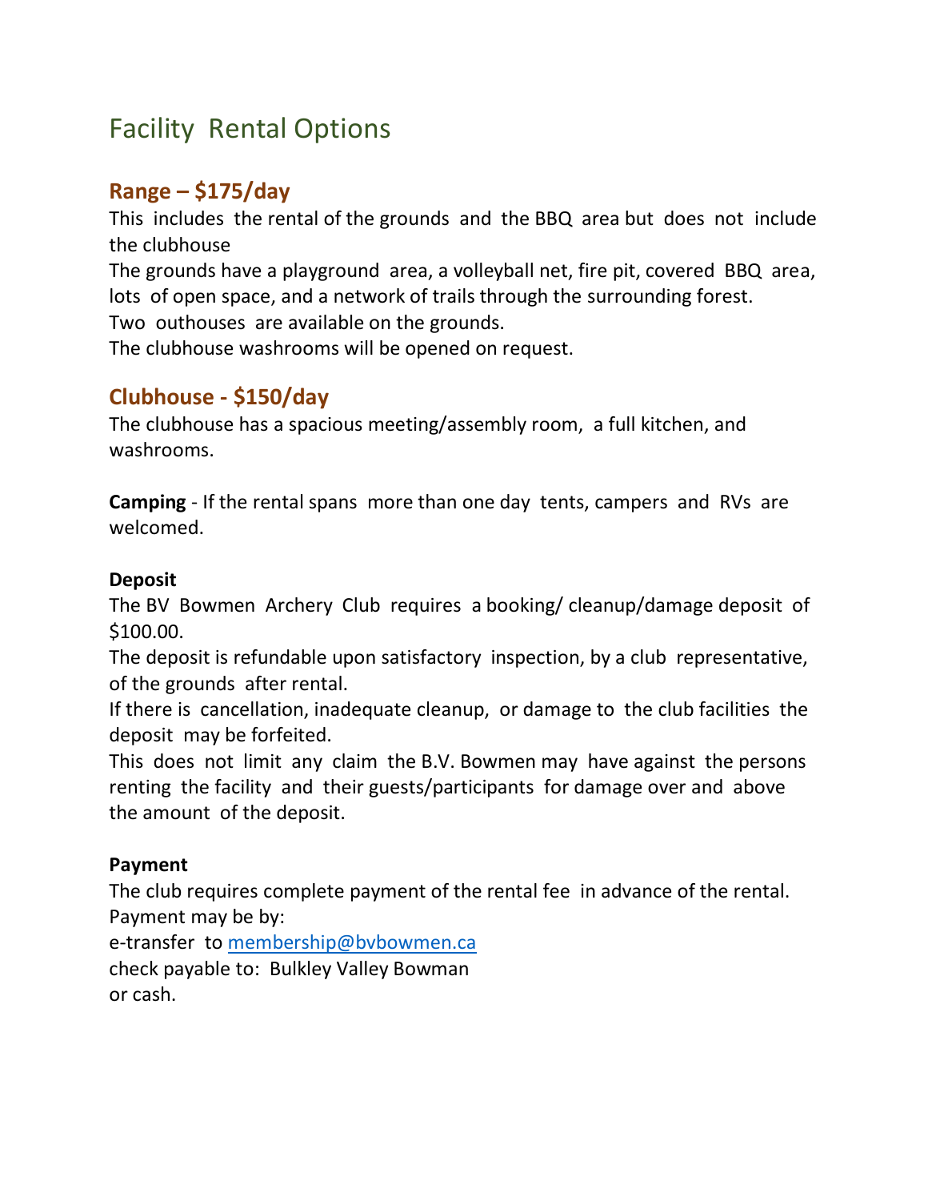# Facility Rental Options

## Range – $175/day

This includes the rental of the grounds and the BBQ area but does not include the clubhouse

The grounds have a playground area, a volleyball net, fire pit, covered BBQ area, lots of open space, and a network of trails through the surrounding forest.

Two outhouses are available on the grounds.

The clubhouse washrooms will be opened on request.

## Clubhouse - $150/day

The clubhouse has a spacious meeting/assembly room, a full kitchen, and washrooms.

**Camping** - If the rental spans more than one day tents, campers and RVs are welcomed.

**Deposit**

The BV Bowmen Archery Club requires a booking/ cleanup/damage deposit of $100.00.

The deposit is refundable upon satisfactory inspection, by a club representative, of the grounds after rental.

If there is cancellation, inadequate cleanup, or damage to the club facilities the deposit may be forfeited.

This does not limit any claim the B.V. Bowmen may have against the persons renting the facility and their guests/participants for damage over and above the amount of the deposit.

**Payment**

The club requires complete payment of the rental fee in advance of the rental.

Payment may be by:

e-transfer to [membership@bvbowmen.ca](mailto:membership@bvbowmen.ca)

check payable to: Bulkley Valley Bowman

or cash.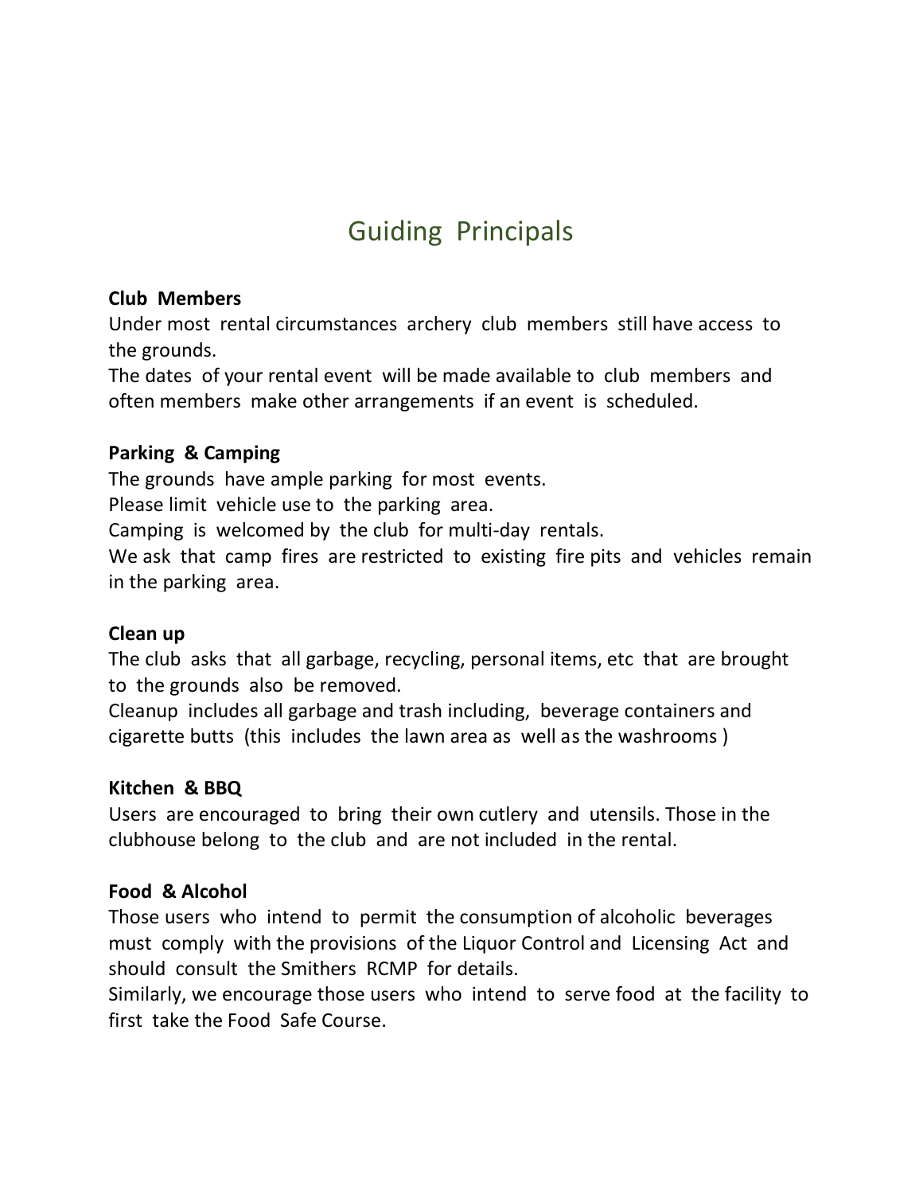# Guiding Principals

**Club Members**

Under most rental circumstances archery club members still have access to the grounds.

The dates of your rental event will be made available to club members and often members make other arrangements if an event is scheduled.

**Parking & Camping**

The grounds have ample parking for most events.

Please limit vehicle use to the parking area.

Camping is welcomed by the club for multi-day rentals.

We ask that camp fires are restricted to existing fire pits and vehicles remain in the parking area.

**Clean up**

The club asks that all garbage, recycling, personal items, etc that are brought to the grounds also be removed.

Cleanup includes all garbage and trash including, beverage containers and cigarette butts (this includes the lawn area as well as the washrooms )

**Kitchen & BBQ**

Users are encouraged to bring their own cutlery and utensils. Those in the clubhouse belong to the club and are not included in the rental.

**Food & Alcohol**

Those users who intend to permit the consumption of alcoholic beverages must comply with the provisions of the Liquor Control and Licensing Act and should consult the Smithers RCMP for details.

Similarly, we encourage those users who intend to serve food at the facility to first take the Food Safe Course.